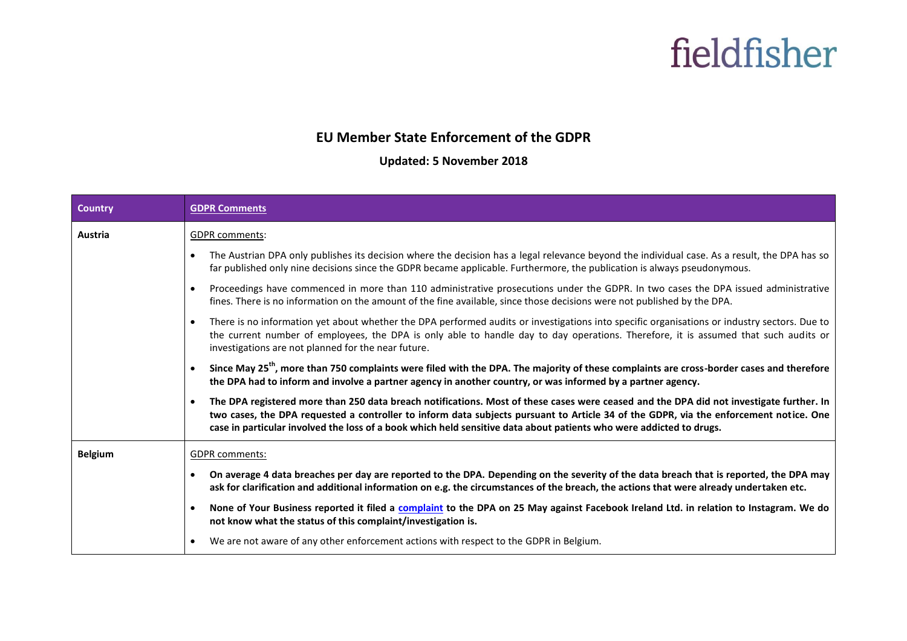fieldfisher

# EU Member State Enforcement of the GDPR

## Updated: 5 November 2018

| Country | GDPR Comments |
|---|---|
| **Austria** | GDPR comments:<br>• The Austrian DPA only publishes its decision where the decision has a legal relevance beyond the individual case. As a result, the DPA has so far published only nine decisions since the GDPR became applicable. Furthermore, the publication is always pseudonymous.<br>• Proceedings have commenced in more than 110 administrative prosecutions under the GDPR. In two cases the DPA issued administrative fines. There is no information on the amount of the fine available, since those decisions were not published by the DPA.<br>• There is no information yet about whether the DPA performed audits or investigations into specific organisations or industry sectors. Due to the current number of employees, the DPA is only able to handle day to day operations. Therefore, it is assumed that such audits or investigations are not planned for the near future.<br>• **Since May 25th, more than 750 complaints were filed with the DPA. The majority of these complaints are cross-border cases and therefore the DPA had to inform and involve a partner agency in another country, or was informed by a partner agency.**<br>• **The DPA registered more than 250 data breach notifications. Most of these cases were ceased and the DPA did not investigate further. In two cases, the DPA requested a controller to inform data subjects pursuant to Article 34 of the GDPR, via the enforcement notice. One case in particular involved the loss of a book which held sensitive data about patients who were addicted to drugs.** |
| **Belgium** | GDPR comments:<br>• **On average 4 data breaches per day are reported to the DPA. Depending on the severity of the data breach that is reported, the DPA may ask for clarification and additional information on e.g. the circumstances of the breach, the actions that were already undertaken etc.**<br>• **None of Your Business reported it filed a complaint to the DPA on 25 May against Facebook Ireland Ltd. in relation to Instagram. We do not know what the status of this complaint/investigation is.**<br>• We are not aware of any other enforcement actions with respect to the GDPR in Belgium. |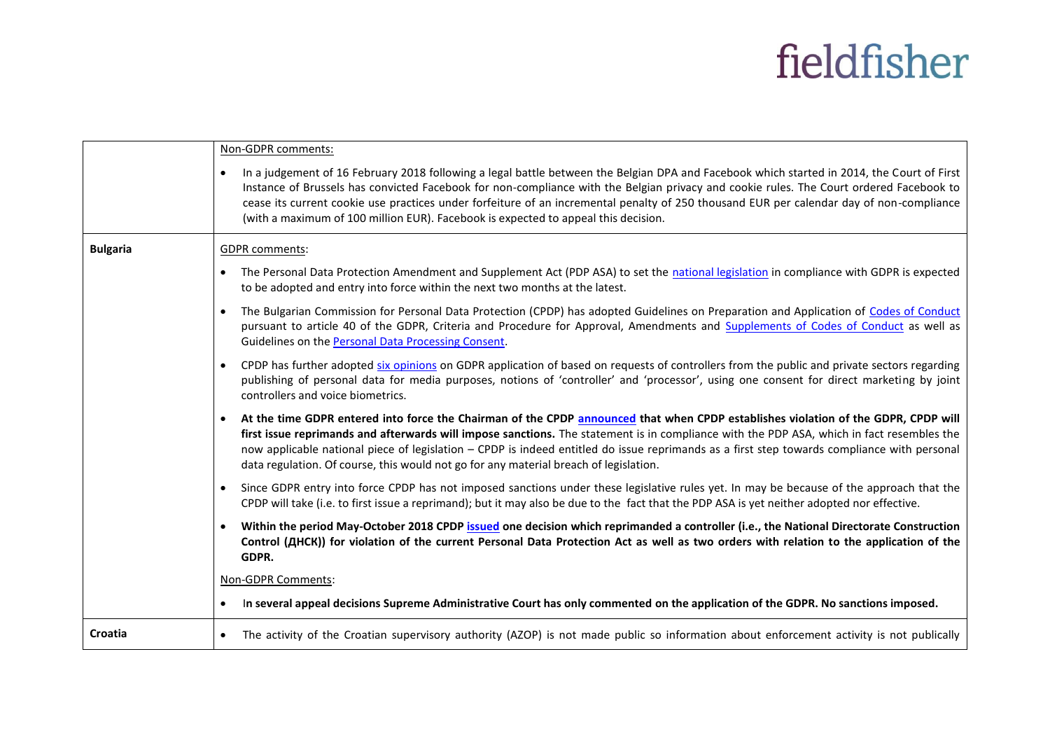| | |
|---|---|
| | Non-GDPR comments:<br><br>• In a judgement of 16 February 2018 following a legal battle between the Belgian DPA and Facebook which started in 2014, the Court of First Instance of Brussels has convicted Facebook for non-compliance with the Belgian privacy and cookie rules. The Court ordered Facebook to cease its current cookie use practices under forfeiture of an incremental penalty of 250 thousand EUR per calendar day of non-compliance (with a maximum of 100 million EUR). Facebook is expected to appeal this decision. |
| **Bulgaria** | GDPR comments:<br><br>• The Personal Data Protection Amendment and Supplement Act (PDP ASA) to set the national legislation in compliance with GDPR is expected to be adopted and entry into force within the next two months at the latest.<br><br>• The Bulgarian Commission for Personal Data Protection (CPDP) has adopted Guidelines on Preparation and Application of Codes of Conduct pursuant to article 40 of the GDPR, Criteria and Procedure for Approval, Amendments and Supplements of Codes of Conduct as well as Guidelines on the Personal Data Processing Consent.<br><br>• CPDP has further adopted six opinions on GDPR application of based on requests of controllers from the public and private sectors regarding publishing of personal data for media purposes, notions of 'controller' and 'processor', using one consent for direct marketing by joint controllers and voice biometrics.<br><br>• **At the time GDPR entered into force the Chairman of the CPDP announced that when CPDP establishes violation of the GDPR, CPDP will first issue reprimands and afterwards will impose sanctions.** The statement is in compliance with the PDP ASA, which in fact resembles the now applicable national piece of legislation – CPDP is indeed entitled do issue reprimands as a first step towards compliance with personal data regulation. Of course, this would not go for any material breach of legislation.<br><br>• Since GDPR entry into force CPDP has not imposed sanctions under these legislative rules yet. In may be because of the approach that the CPDP will take (i.e. to first issue a reprimand); but it may also be due to the fact that the PDP ASA is yet neither adopted nor effective.<br><br>• **Within the period May-October 2018 CPDP issued one decision which reprimanded a controller (i.e., the National Directorate Construction Control (ДНСК)) for violation of the current Personal Data Protection Act as well as two orders with relation to the application of the GDPR.**<br><br>Non-GDPR Comments:<br><br>• **In several appeal decisions Supreme Administrative Court has only commented on the application of the GDPR. No sanctions imposed.** |
| **Croatia** | • The activity of the Croatian supervisory authority (AZOP) is not made public so information about enforcement activity is not publically |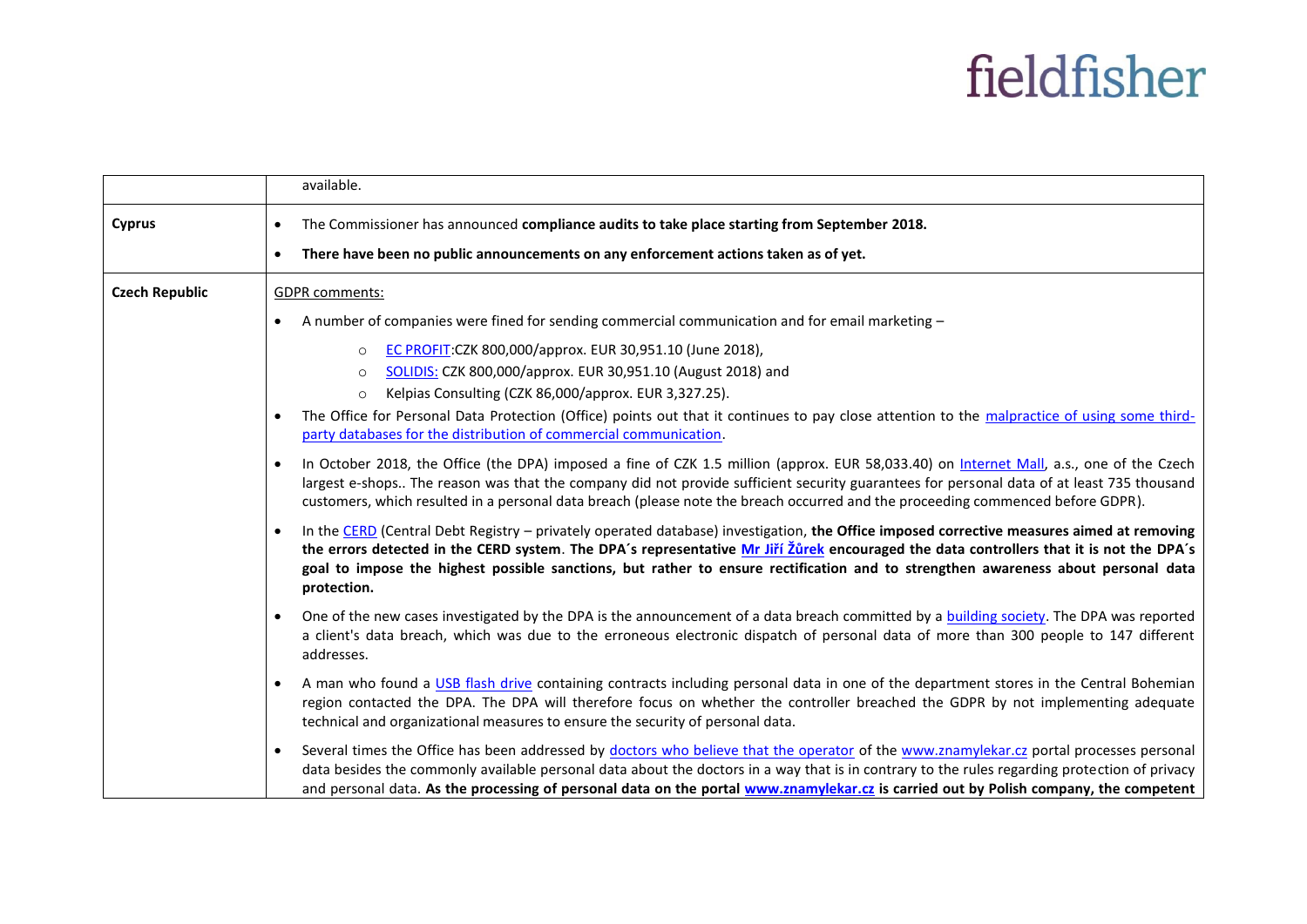| | |
|---|---|
| | available. |
| **Cyprus** | • The Commissioner has announced **compliance audits to take place starting from September 2018.**<br>• **There have been no public announcements on any enforcement actions taken as of yet.** |
| **Czech Republic** | GDPR comments:<br>• A number of companies were fined for sending commercial communication and for email marketing –<br>  ○ EC PROFIT:CZK 800,000/approx. EUR 30,951.10 (June 2018),<br>  ○ SOLIDIS: CZK 800,000/approx. EUR 30,951.10 (August 2018) and<br>  ○ Kelpias Consulting (CZK 86,000/approx. EUR 3,327.25).<br>• The Office for Personal Data Protection (Office) points out that it continues to pay close attention to the malpractice of using some third-party databases for the distribution of commercial communication.<br>• In October 2018, the Office (the DPA) imposed a fine of CZK 1.5 million (approx. EUR 58,033.40) on Internet Mall, a.s., one of the Czech largest e-shops.. The reason was that the company did not provide sufficient security guarantees for personal data of at least 735 thousand customers, which resulted in a personal data breach (please note the breach occurred and the proceeding commenced before GDPR).<br>• In the CERD (Central Debt Registry – privately operated database) investigation, **the Office imposed corrective measures aimed at removing the errors detected in the CERD system**. **The DPA´s representative Mr Jiří Žůrek encouraged the data controllers that it is not the DPA´s goal to impose the highest possible sanctions, but rather to ensure rectification and to strengthen awareness about personal data protection.**<br>• One of the new cases investigated by the DPA is the announcement of a data breach committed by a building society. The DPA was reported a client's data breach, which was due to the erroneous electronic dispatch of personal data of more than 300 people to 147 different addresses.<br>• A man who found a USB flash drive containing contracts including personal data in one of the department stores in the Central Bohemian region contacted the DPA. The DPA will therefore focus on whether the controller breached the GDPR by not implementing adequate technical and organizational measures to ensure the security of personal data.<br>• Several times the Office has been addressed by doctors who believe that the operator of the www.znamylekar.cz portal processes personal data besides the commonly available personal data about the doctors in a way that is in contrary to the rules regarding protection of privacy and personal data. **As the processing of personal data on the portal www.znamylekar.cz is carried out by Polish company, the competent** |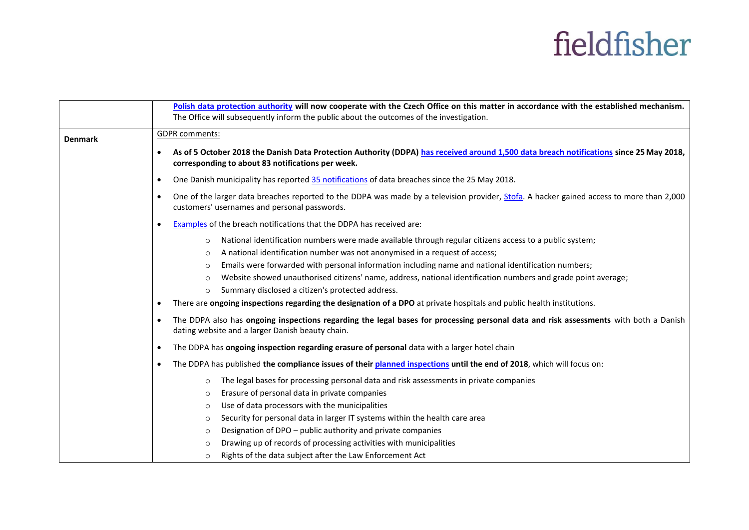| | |
|---|---|
| | **Polish data protection authority will now cooperate with the Czech Office on this matter in accordance with the established mechanism.** The Office will subsequently inform the public about the outcomes of the investigation. |
| **Denmark** | GDPR comments:<br><br>• **As of 5 October 2018 the Danish Data Protection Authority (DDPA) has received around 1,500 data breach notifications since 25 May 2018, corresponding to about 83 notifications per week.**<br>• One Danish municipality has reported 35 notifications of data breaches since the 25 May 2018.<br>• One of the larger data breaches reported to the DDPA was made by a television provider, Stofa. A hacker gained access to more than 2,000 customers' usernames and personal passwords.<br>• Examples of the breach notifications that the DDPA has received are:<br>  ○ National identification numbers were made available through regular citizens access to a public system;<br>  ○ A national identification number was not anonymised in a request of access;<br>  ○ Emails were forwarded with personal information including name and national identification numbers;<br>  ○ Website showed unauthorised citizens' name, address, national identification numbers and grade point average;<br>  ○ Summary disclosed a citizen's protected address.<br>• There are **ongoing inspections regarding the designation of a DPO** at private hospitals and public health institutions.<br>• The DDPA also has **ongoing inspections regarding the legal bases for processing personal data and risk assessments** with both a Danish dating website and a larger Danish beauty chain.<br>• The DDPA has **ongoing inspection regarding erasure of personal** data with a larger hotel chain<br>• The DDPA has published **the compliance issues of their planned inspections until the end of 2018**, which will focus on:<br>  ○ The legal bases for processing personal data and risk assessments in private companies<br>  ○ Erasure of personal data in private companies<br>  ○ Use of data processors with the municipalities<br>  ○ Security for personal data in larger IT systems within the health care area<br>  ○ Designation of DPO – public authority and private companies<br>  ○ Drawing up of records of processing activities with municipalities<br>  ○ Rights of the data subject after the Law Enforcement Act |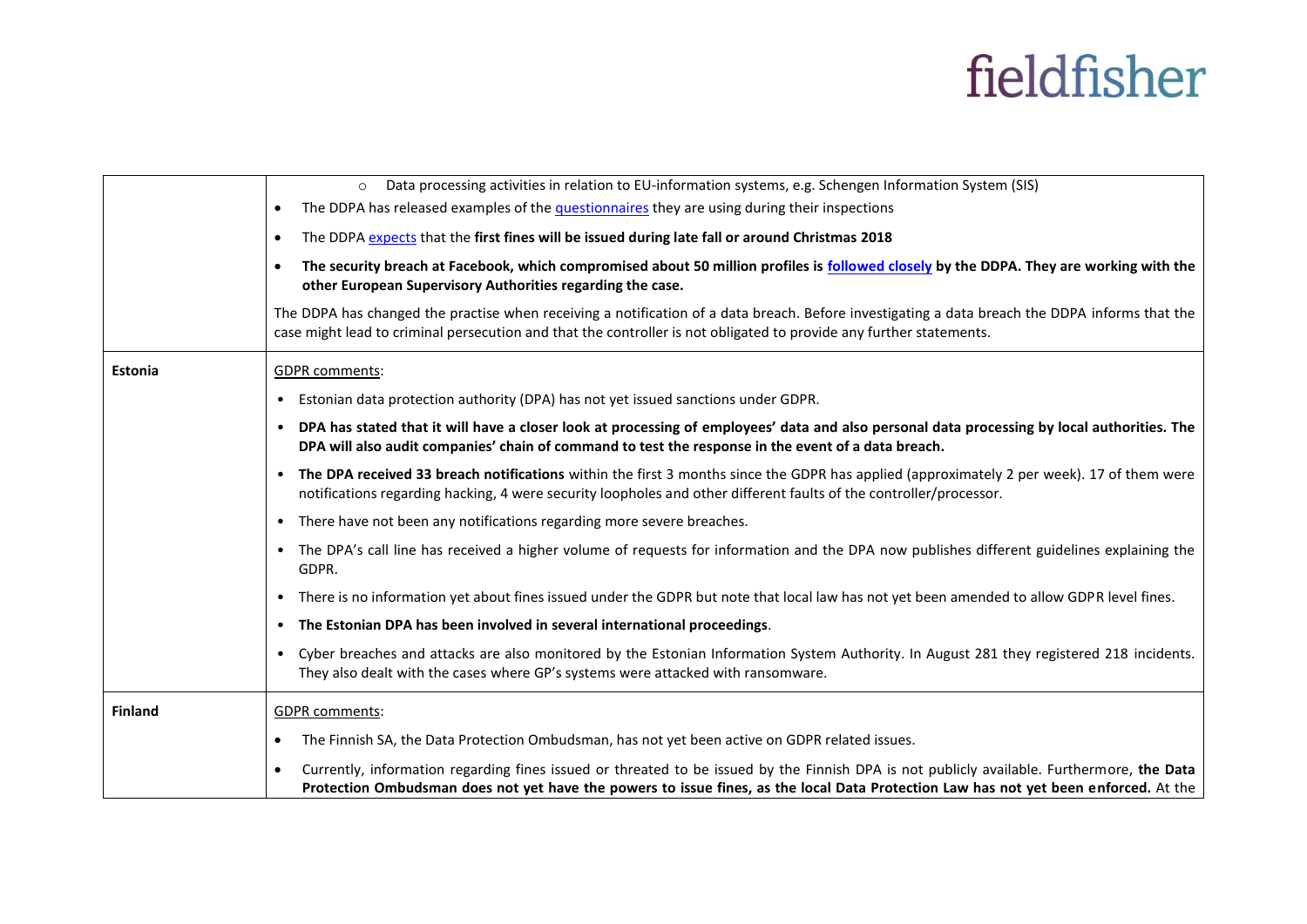| | |
|---|---|
| | ○ Data processing activities in relation to EU-information systems, e.g. Schengen Information System (SIS)<br>• The DDPA has released examples of the questionnaires they are using during their inspections<br>• The DDPA expects that the **first fines will be issued during late fall or around Christmas 2018**<br>• **The security breach at Facebook, which compromised about 50 million profiles is followed closely by the DDPA. They are working with the other European Supervisory Authorities regarding the case.**<br><br>The DDPA has changed the practise when receiving a notification of a data breach. Before investigating a data breach the DDPA informs that the case might lead to criminal persecution and that the controller is not obligated to provide any further statements. |
| **Estonia** | GDPR comments:<br>• Estonian data protection authority (DPA) has not yet issued sanctions under GDPR.<br>• **DPA has stated that it will have a closer look at processing of employees' data and also personal data processing by local authorities. The DPA will also audit companies' chain of command to test the response in the event of a data breach.**<br>• **The DPA received 33 breach notifications** within the first 3 months since the GDPR has applied (approximately 2 per week). 17 of them were notifications regarding hacking, 4 were security loopholes and other different faults of the controller/processor.<br>• There have not been any notifications regarding more severe breaches.<br>• The DPA's call line has received a higher volume of requests for information and the DPA now publishes different guidelines explaining the GDPR.<br>• There is no information yet about fines issued under the GDPR but note that local law has not yet been amended to allow GDPR level fines.<br>• **The Estonian DPA has been involved in several international proceedings**.<br>• Cyber breaches and attacks are also monitored by the Estonian Information System Authority. In August 281 they registered 218 incidents. They also dealt with the cases where GP's systems were attacked with ransomware. |
| **Finland** | GDPR comments:<br>• The Finnish SA, the Data Protection Ombudsman, has not yet been active on GDPR related issues.<br>• Currently, information regarding fines issued or threated to be issued by the Finnish DPA is not publicly available. Furthermore, **the Data Protection Ombudsman does not yet have the powers to issue fines, as the local Data Protection Law has not yet been enforced.** At the |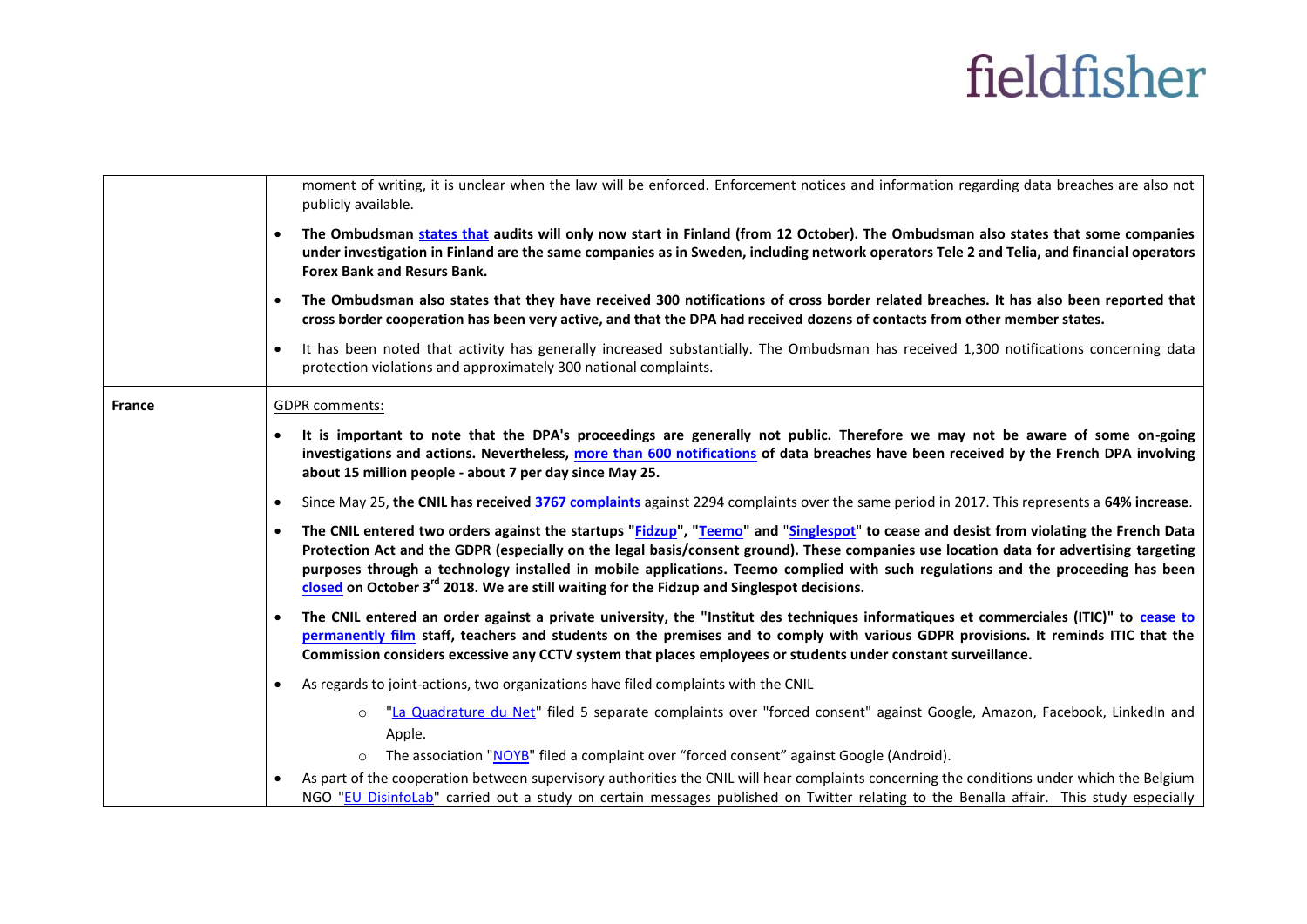| | |
|---|---|
| | moment of writing, it is unclear when the law will be enforced. Enforcement notices and information regarding data breaches are also not publicly available.<br>• **The Ombudsman states that audits will only now start in Finland (from 12 October). The Ombudsman also states that some companies under investigation in Finland are the same companies as in Sweden, including network operators Tele 2 and Telia, and financial operators Forex Bank and Resurs Bank.**<br>• **The Ombudsman also states that they have received 300 notifications of cross border related breaches. It has also been reported that cross border cooperation has been very active, and that the DPA had received dozens of contacts from other member states.**<br>• It has been noted that activity has generally increased substantially. The Ombudsman has received 1,300 notifications concerning data protection violations and approximately 300 national complaints. |
| **France** | GDPR comments:<br>• **It is important to note that the DPA's proceedings are generally not public. Therefore we may not be aware of some on-going investigations and actions. Nevertheless, more than 600 notifications of data breaches have been received by the French DPA involving about 15 million people - about 7 per day since May 25.**<br>• Since May 25, **the CNIL has received 3767 complaints** against 2294 complaints over the same period in 2017. This represents a **64% increase**.<br>• **The CNIL entered two orders against the startups "Fidzup", "Teemo" and "Singlespot" to cease and desist from violating the French Data Protection Act and the GDPR (especially on the legal basis/consent ground). These companies use location data for advertising targeting purposes through a technology installed in mobile applications. Teemo complied with such regulations and the proceeding has been closed on October 3rd 2018. We are still waiting for the Fidzup and Singlespot decisions.**<br>• **The CNIL entered an order against a private university, the "Institut des techniques informatiques et commerciales (ITIC)" to cease to permanently film staff, teachers and students on the premises and to comply with various GDPR provisions. It reminds ITIC that the Commission considers excessive any CCTV system that places employees or students under constant surveillance.**<br>• As regards to joint-actions, two organizations have filed complaints with the CNIL<br>&nbsp;&nbsp;&nbsp;&nbsp;o "La Quadrature du Net" filed 5 separate complaints over "forced consent" against Google, Amazon, Facebook, LinkedIn and Apple.<br>&nbsp;&nbsp;&nbsp;&nbsp;o The association "NOYB" filed a complaint over "forced consent" against Google (Android).<br>• As part of the cooperation between supervisory authorities the CNIL will hear complaints concerning the conditions under which the Belgium NGO "EU DisinfoLab" carried out a study on certain messages published on Twitter relating to the Benalla affair. This study especially |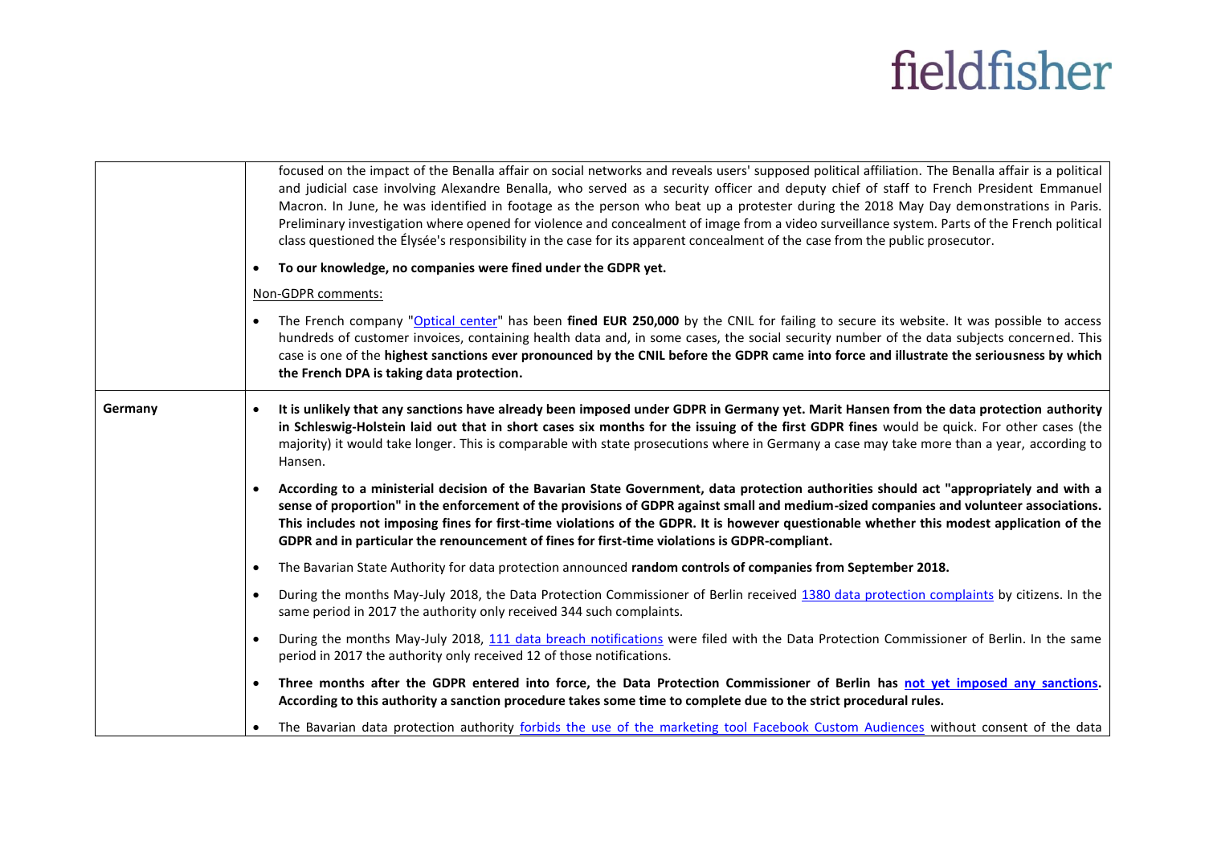| | |
|---|---|
| | focused on the impact of the Benalla affair on social networks and reveals users' supposed political affiliation. The Benalla affair is a political and judicial case involving Alexandre Benalla, who served as a security officer and deputy chief of staff to French President Emmanuel Macron. In June, he was identified in footage as the person who beat up a protester during the 2018 May Day demonstrations in Paris. Preliminary investigation where opened for violence and concealment of image from a video surveillance system. Parts of the French political class questioned the Élysée's responsibility in the case for its apparent concealment of the case from the public prosecutor.<br>• **To our knowledge, no companies were fined under the GDPR yet.**<br>Non-GDPR comments:<br>• The French company "Optical center" has been **fined EUR 250,000** by the CNIL for failing to secure its website. It was possible to access hundreds of customer invoices, containing health data and, in some cases, the social security number of the data subjects concerned. This case is one of the **highest sanctions ever pronounced by the CNIL before the GDPR came into force and illustrate the seriousness by which the French DPA is taking data protection.** |
| **Germany** | • **It is unlikely that any sanctions have already been imposed under GDPR in Germany yet. Marit Hansen from the data protection authority in Schleswig-Holstein laid out that in short cases six months for the issuing of the first GDPR fines** would be quick. For other cases (the majority) it would take longer. This is comparable with state prosecutions where in Germany a case may take more than a year, according to Hansen.<br>• **According to a ministerial decision of the Bavarian State Government, data protection authorities should act "appropriately and with a sense of proportion" in the enforcement of the provisions of GDPR against small and medium-sized companies and volunteer associations. This includes not imposing fines for first-time violations of the GDPR. It is however questionable whether this modest application of the GDPR and in particular the renouncement of fines for first-time violations is GDPR-compliant.**<br>• The Bavarian State Authority for data protection announced **random controls of companies from September 2018.**<br>• During the months May-July 2018, the Data Protection Commissioner of Berlin received 1380 data protection complaints by citizens. In the same period in 2017 the authority only received 344 such complaints.<br>• During the months May-July 2018, 111 data breach notifications were filed with the Data Protection Commissioner of Berlin. In the same period in 2017 the authority only received 12 of those notifications.<br>• **Three months after the GDPR entered into force, the Data Protection Commissioner of Berlin has not yet imposed any sanctions. According to this authority a sanction procedure takes some time to complete due to the strict procedural rules.**<br>• The Bavarian data protection authority forbids the use of the marketing tool Facebook Custom Audiences without consent of the data |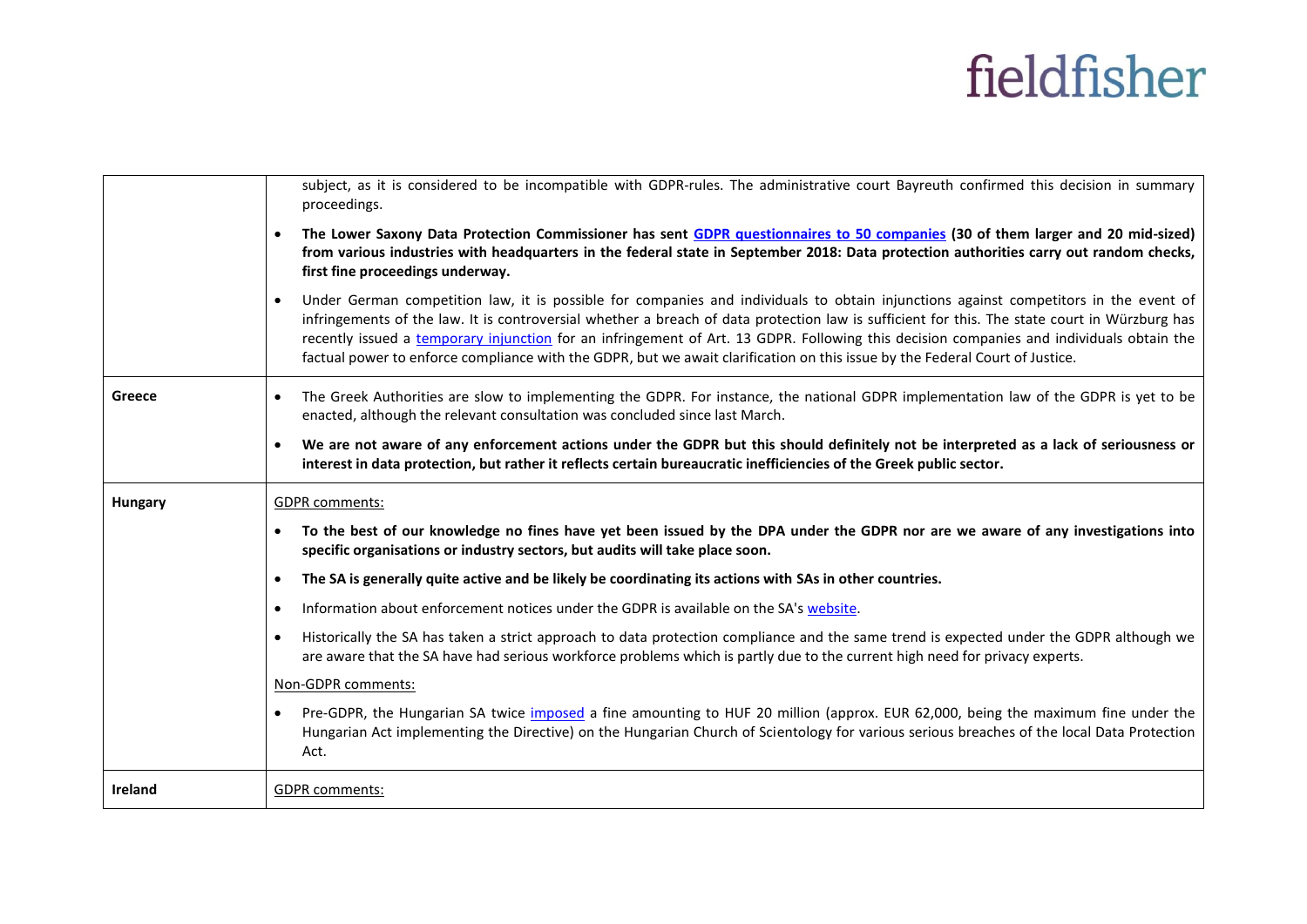| | |
|---|---|
| | subject, as it is considered to be incompatible with GDPR-rules. The administrative court Bayreuth confirmed this decision in summary proceedings.<br>• **The Lower Saxony Data Protection Commissioner has sent GDPR questionnaires to 50 companies (30 of them larger and 20 mid-sized) from various industries with headquarters in the federal state in September 2018: Data protection authorities carry out random checks, first fine proceedings underway.**<br>• Under German competition law, it is possible for companies and individuals to obtain injunctions against competitors in the event of infringements of the law. It is controversial whether a breach of data protection law is sufficient for this. The state court in Würzburg has recently issued a temporary injunction for an infringement of Art. 13 GDPR. Following this decision companies and individuals obtain the factual power to enforce compliance with the GDPR, but we await clarification on this issue by the Federal Court of Justice. |
| **Greece** | • The Greek Authorities are slow to implementing the GDPR. For instance, the national GDPR implementation law of the GDPR is yet to be enacted, although the relevant consultation was concluded since last March.<br>• **We are not aware of any enforcement actions under the GDPR but this should definitely not be interpreted as a lack of seriousness or interest in data protection, but rather it reflects certain bureaucratic inefficiencies of the Greek public sector.** |
| **Hungary** | GDPR comments:<br>• **To the best of our knowledge no fines have yet been issued by the DPA under the GDPR nor are we aware of any investigations into specific organisations or industry sectors, but audits will take place soon.**<br>• **The SA is generally quite active and be likely be coordinating its actions with SAs in other countries.**<br>• Information about enforcement notices under the GDPR is available on the SA's website.<br>• Historically the SA has taken a strict approach to data protection compliance and the same trend is expected under the GDPR although we are aware that the SA have had serious workforce problems which is partly due to the current high need for privacy experts.<br>Non-GDPR comments:<br>• Pre-GDPR, the Hungarian SA twice imposed a fine amounting to HUF 20 million (approx. EUR 62,000, being the maximum fine under the Hungarian Act implementing the Directive) on the Hungarian Church of Scientology for various serious breaches of the local Data Protection Act. |
| **Ireland** | GDPR comments: |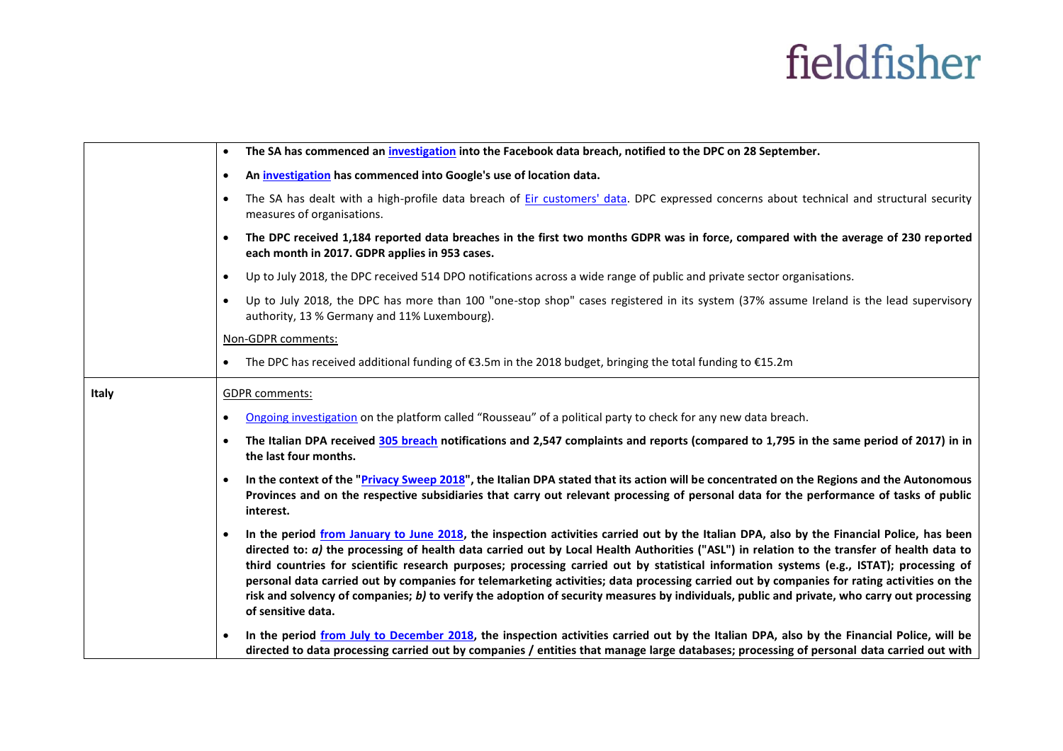| | |
|---|---|
| | • **The SA has commenced an investigation into the Facebook data breach, notified to the DPC on 28 September.**<br>• **An investigation has commenced into Google's use of location data.**<br>• The SA has dealt with a high-profile data breach of Eir customers' data. DPC expressed concerns about technical and structural security measures of organisations.<br>• **The DPC received 1,184 reported data breaches in the first two months GDPR was in force, compared with the average of 230 reported each month in 2017. GDPR applies in 953 cases.**<br>• Up to July 2018, the DPC received 514 DPO notifications across a wide range of public and private sector organisations.<br>• Up to July 2018, the DPC has more than 100 "one-stop shop" cases registered in its system (37% assume Ireland is the lead supervisory authority, 13 % Germany and 11% Luxembourg).<br><br>Non-GDPR comments:<br><br>• The DPC has received additional funding of €3.5m in the 2018 budget, bringing the total funding to €15.2m |
| **Italy** | GDPR comments:<br><br>• Ongoing investigation on the platform called "Rousseau" of a political party to check for any new data breach.<br>• **The Italian DPA received 305 breach notifications and 2,547 complaints and reports (compared to 1,795 in the same period of 2017) in in the last four months.**<br>• **In the context of the "Privacy Sweep 2018", the Italian DPA stated that its action will be concentrated on the Regions and the Autonomous Provinces and on the respective subsidiaries that carry out relevant processing of personal data for the performance of tasks of public interest.**<br>• **In the period from January to June 2018, the inspection activities carried out by the Italian DPA, also by the Financial Police, has been directed to: *a)* the processing of health data carried out by Local Health Authorities ("ASL") in relation to the transfer of health data to third countries for scientific research purposes; processing carried out by statistical information systems (e.g., ISTAT); processing of personal data carried out by companies for telemarketing activities; data processing carried out by companies for rating activities on the risk and solvency of companies; *b)* to verify the adoption of security measures by individuals, public and private, who carry out processing of sensitive data.**<br>• **In the period from July to December 2018, the inspection activities carried out by the Italian DPA, also by the Financial Police, will be directed to data processing carried out by companies / entities that manage large databases; processing of personal data carried out with** |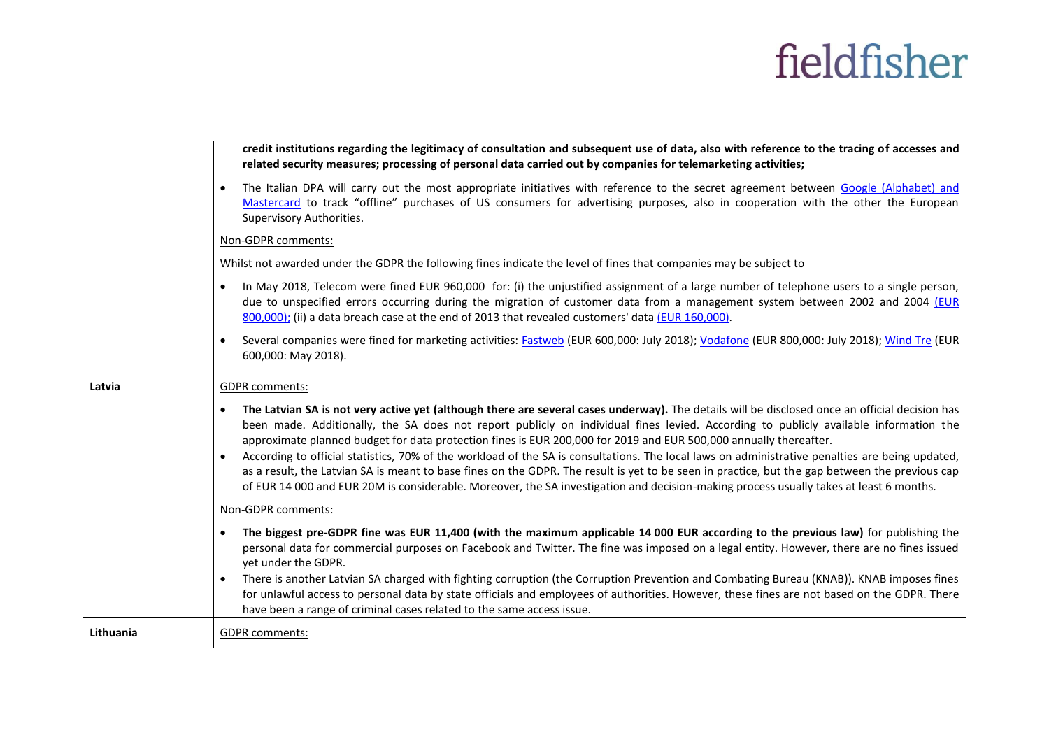| | |
|---|---|
| | **credit institutions regarding the legitimacy of consultation and subsequent use of data, also with reference to the tracing of accesses and related security measures; processing of personal data carried out by companies for telemarketing activities;**<br><br>• The Italian DPA will carry out the most appropriate initiatives with reference to the secret agreement between Google (Alphabet) and Mastercard to track "offline" purchases of US consumers for advertising purposes, also in cooperation with the other the European Supervisory Authorities.<br><br>Non-GDPR comments:<br><br>Whilst not awarded under the GDPR the following fines indicate the level of fines that companies may be subject to<br><br>• In May 2018, Telecom were fined EUR 960,000 for: (i) the unjustified assignment of a large number of telephone users to a single person, due to unspecified errors occurring during the migration of customer data from a management system between 2002 and 2004 (EUR 800,000); (ii) a data breach case at the end of 2013 that revealed customers' data (EUR 160,000).<br><br>• Several companies were fined for marketing activities: Fastweb (EUR 600,000: July 2018); Vodafone (EUR 800,000: July 2018); Wind Tre (EUR 600,000: May 2018). |
| **Latvia** | GDPR comments:<br><br>• **The Latvian SA is not very active yet (although there are several cases underway).** The details will be disclosed once an official decision has been made. Additionally, the SA does not report publicly on individual fines levied. According to publicly available information the approximate planned budget for data protection fines is EUR 200,000 for 2019 and EUR 500,000 annually thereafter.<br>• According to official statistics, 70% of the workload of the SA is consultations. The local laws on administrative penalties are being updated, as a result, the Latvian SA is meant to base fines on the GDPR. The result is yet to be seen in practice, but the gap between the previous cap of EUR 14 000 and EUR 20M is considerable. Moreover, the SA investigation and decision-making process usually takes at least 6 months.<br><br>Non-GDPR comments:<br><br>• **The biggest pre-GDPR fine was EUR 11,400 (with the maximum applicable 14 000 EUR according to the previous law)** for publishing the personal data for commercial purposes on Facebook and Twitter. The fine was imposed on a legal entity. However, there are no fines issued yet under the GDPR.<br>• There is another Latvian SA charged with fighting corruption (the Corruption Prevention and Combating Bureau (KNAB)). KNAB imposes fines for unlawful access to personal data by state officials and employees of authorities. However, these fines are not based on the GDPR. There have been a range of criminal cases related to the same access issue. |
| **Lithuania** | GDPR comments: |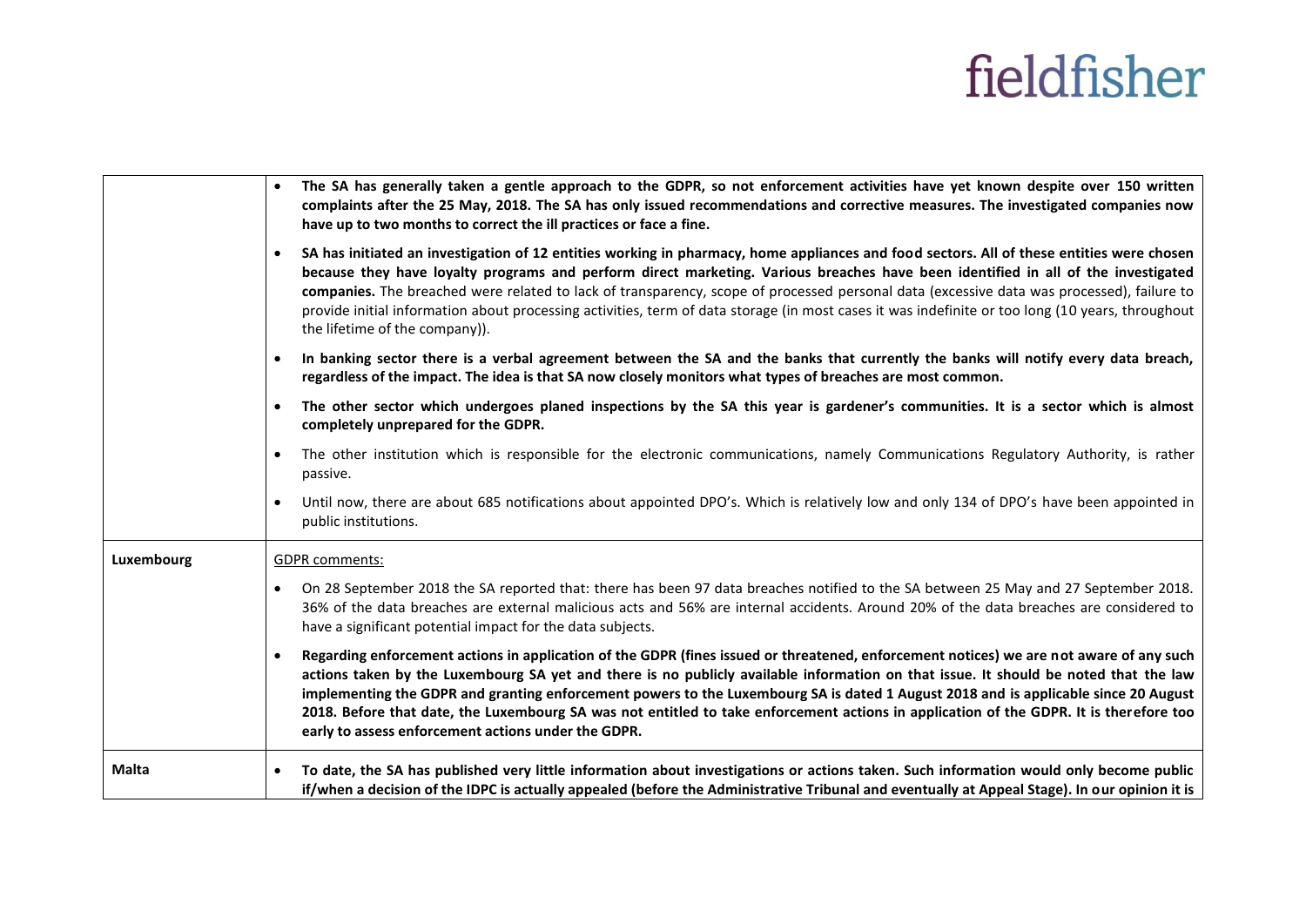| | |
|---|---|
| | • **The SA has generally taken a gentle approach to the GDPR, so not enforcement activities have yet known despite over 150 written complaints after the 25 May, 2018. The SA has only issued recommendations and corrective measures. The investigated companies now have up to two months to correct the ill practices or face a fine.**<br><br>• **SA has initiated an investigation of 12 entities working in pharmacy, home appliances and food sectors. All of these entities were chosen because they have loyalty programs and perform direct marketing. Various breaches have been identified in all of the investigated companies.** The breached were related to lack of transparency, scope of processed personal data (excessive data was processed), failure to provide initial information about processing activities, term of data storage (in most cases it was indefinite or too long (10 years, throughout the lifetime of the company)).<br><br>• **In banking sector there is a verbal agreement between the SA and the banks that currently the banks will notify every data breach, regardless of the impact. The idea is that SA now closely monitors what types of breaches are most common.**<br><br>• **The other sector which undergoes planed inspections by the SA this year is gardener's communities. It is a sector which is almost completely unprepared for the GDPR.**<br><br>• The other institution which is responsible for the electronic communications, namely Communications Regulatory Authority, is rather passive.<br><br>• Until now, there are about 685 notifications about appointed DPO's. Which is relatively low and only 134 of DPO's have been appointed in public institutions. |
| **Luxembourg** | GDPR comments:<br><br>• On 28 September 2018 the SA reported that: there has been 97 data breaches notified to the SA between 25 May and 27 September 2018. 36% of the data breaches are external malicious acts and 56% are internal accidents. Around 20% of the data breaches are considered to have a significant potential impact for the data subjects.<br><br>• **Regarding enforcement actions in application of the GDPR (fines issued or threatened, enforcement notices) we are not aware of any such actions taken by the Luxembourg SA yet and there is no publicly available information on that issue. It should be noted that the law implementing the GDPR and granting enforcement powers to the Luxembourg SA is dated 1 August 2018 and is applicable since 20 August 2018. Before that date, the Luxembourg SA was not entitled to take enforcement actions in application of the GDPR. It is therefore too early to assess enforcement actions under the GDPR.** |
| **Malta** | • **To date, the SA has published very little information about investigations or actions taken. Such information would only become public if/when a decision of the IDPC is actually appealed (before the Administrative Tribunal and eventually at Appeal Stage). In our opinion it is** |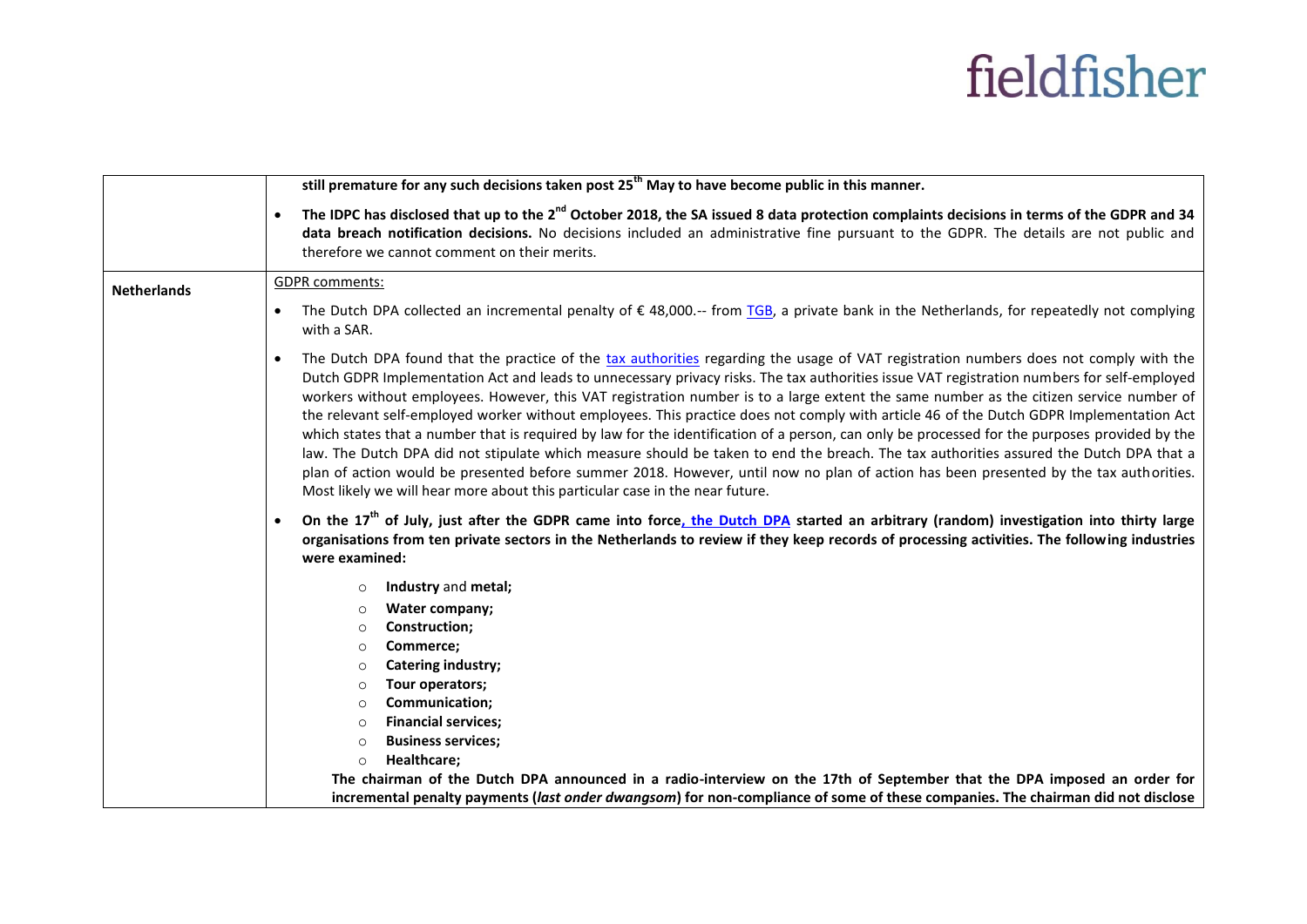| | |
|---|---|
| | **still premature for any such decisions taken post 25th May to have become public in this manner.**<br>• **The IDPC has disclosed that up to the 2nd October 2018, the SA issued 8 data protection complaints decisions in terms of the GDPR and 34 data breach notification decisions.** No decisions included an administrative fine pursuant to the GDPR. The details are not public and therefore we cannot comment on their merits. |
| **Netherlands** | GDPR comments:<br>• The Dutch DPA collected an incremental penalty of € 48,000.-- from TGB, a private bank in the Netherlands, for repeatedly not complying with a SAR.<br>• The Dutch DPA found that the practice of the tax authorities regarding the usage of VAT registration numbers does not comply with the Dutch GDPR Implementation Act and leads to unnecessary privacy risks. The tax authorities issue VAT registration numbers for self-employed workers without employees. However, this VAT registration number is to a large extent the same number as the citizen service number of the relevant self-employed worker without employees. This practice does not comply with article 46 of the Dutch GDPR Implementation Act which states that a number that is required by law for the identification of a person, can only be processed for the purposes provided by the law. The Dutch DPA did not stipulate which measure should be taken to end the breach. The tax authorities assured the Dutch DPA that a plan of action would be presented before summer 2018. However, until now no plan of action has been presented by the tax authorities. Most likely we will hear more about this particular case in the near future.<br>• **On the 17th of July, just after the GDPR came into force, the Dutch DPA started an arbitrary (random) investigation into thirty large organisations from ten private sectors in the Netherlands to review if they keep records of processing activities. The following industries were examined:**<br>&nbsp;&nbsp;&nbsp;&nbsp;○ **Industry** and **metal;**<br>&nbsp;&nbsp;&nbsp;&nbsp;○ **Water company;**<br>&nbsp;&nbsp;&nbsp;&nbsp;○ **Construction;**<br>&nbsp;&nbsp;&nbsp;&nbsp;○ **Commerce;**<br>&nbsp;&nbsp;&nbsp;&nbsp;○ **Catering industry;**<br>&nbsp;&nbsp;&nbsp;&nbsp;○ **Tour operators;**<br>&nbsp;&nbsp;&nbsp;&nbsp;○ **Communication;**<br>&nbsp;&nbsp;&nbsp;&nbsp;○ **Financial services;**<br>&nbsp;&nbsp;&nbsp;&nbsp;○ **Business services;**<br>&nbsp;&nbsp;&nbsp;&nbsp;○ **Healthcare;**<br>**The chairman of the Dutch DPA announced in a radio-interview on the 17th of September that the DPA imposed an order for incremental penalty payments (*last onder dwangsom*) for non-compliance of some of these companies. The chairman did not disclose** |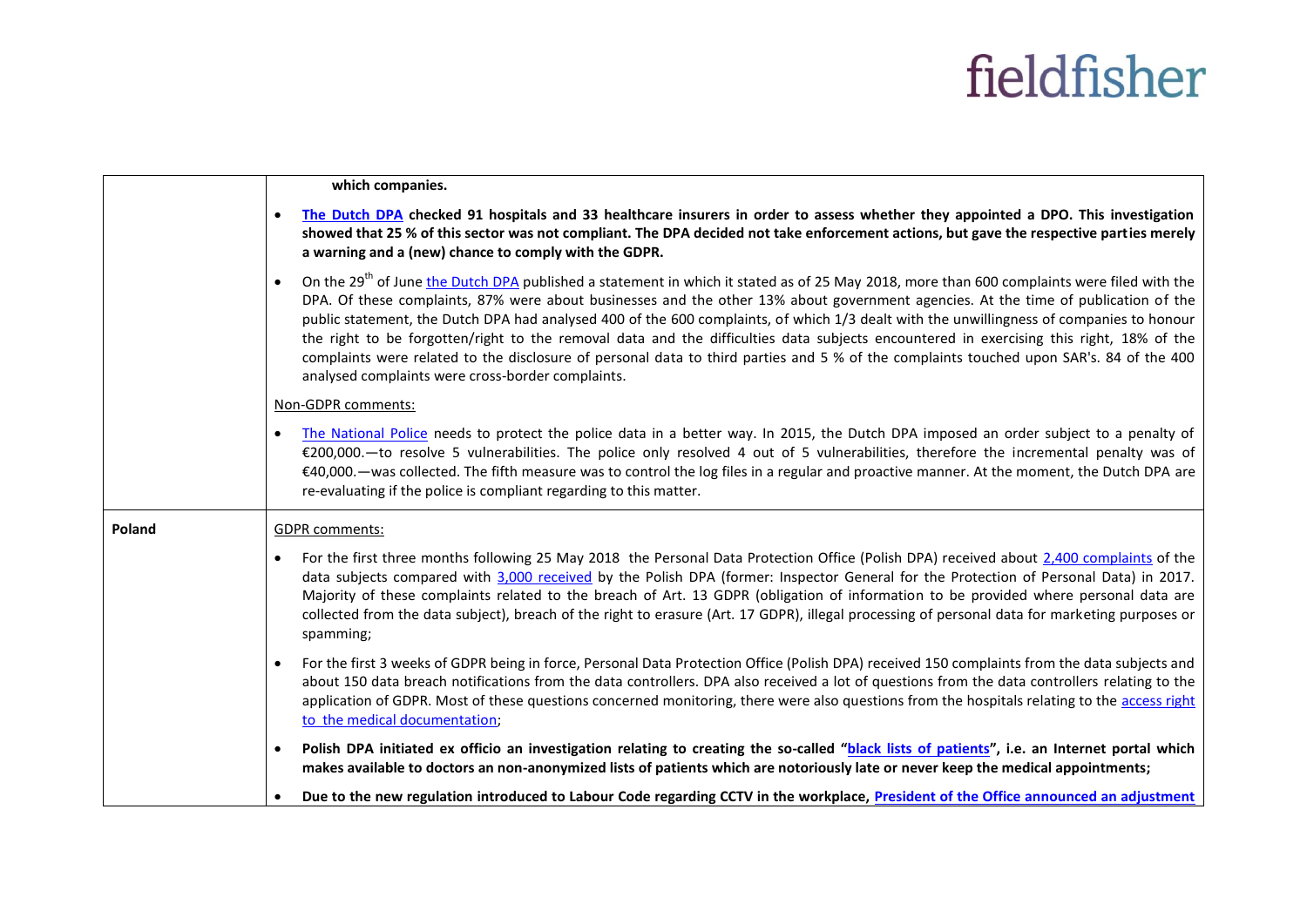| | |
|---|---|
| | **which companies.** <br><br> • **[The Dutch DPA](#) checked 91 hospitals and 33 healthcare insurers in order to assess whether they appointed a DPO. This investigation showed that 25 % of this sector was not compliant. The DPA decided not take enforcement actions, but gave the respective parties merely a warning and a (new) chance to comply with the GDPR.** <br><br> • On the 29th of June [the Dutch DPA](#) published a statement in which it stated as of 25 May 2018, more than 600 complaints were filed with the DPA. Of these complaints, 87% were about businesses and the other 13% about government agencies. At the time of publication of the public statement, the Dutch DPA had analysed 400 of the 600 complaints, of which 1/3 dealt with the unwillingness of companies to honour the right to be forgotten/right to the removal data and the difficulties data subjects encountered in exercising this right, 18% of the complaints were related to the disclosure of personal data to third parties and 5 % of the complaints touched upon SAR's. 84 of the 400 analysed complaints were cross-border complaints. <br><br> Non-GDPR comments: <br><br> • [The National Police](#) needs to protect the police data in a better way. In 2015, the Dutch DPA imposed an order subject to a penalty of €200,000.—to resolve 5 vulnerabilities. The police only resolved 4 out of 5 vulnerabilities, therefore the incremental penalty was of €40,000.—was collected. The fifth measure was to control the log files in a regular and proactive manner. At the moment, the Dutch DPA are re-evaluating if the police is compliant regarding to this matter. |
| **Poland** | GDPR comments: <br><br> • For the first three months following 25 May 2018 the Personal Data Protection Office (Polish DPA) received about [2,400 complaints](#) of the data subjects compared with [3,000 received](#) by the Polish DPA (former: Inspector General for the Protection of Personal Data) in 2017. Majority of these complaints related to the breach of Art. 13 GDPR (obligation of information to be provided where personal data are collected from the data subject), breach of the right to erasure (Art. 17 GDPR), illegal processing of personal data for marketing purposes or spamming; <br><br> • For the first 3 weeks of GDPR being in force, Personal Data Protection Office (Polish DPA) received 150 complaints from the data subjects and about 150 data breach notifications from the data controllers. DPA also received a lot of questions from the data controllers relating to the application of GDPR. Most of these questions concerned monitoring, there were also questions from the hospitals relating to the [access right to the medical documentation](#); <br><br> • **Polish DPA initiated ex officio an investigation relating to creating the so-called "[black lists of patients](#)", i.e. an Internet portal which makes available to doctors an non-anonymized lists of patients which are notoriously late or never keep the medical appointments;** <br><br> • **Due to the new regulation introduced to Labour Code regarding CCTV in the workplace, [President of the Office announced an adjustment](#)** |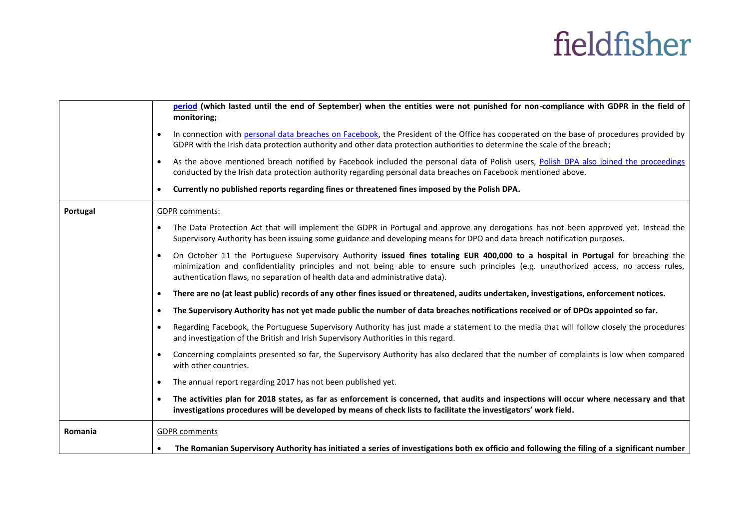| | |
|---|---|
| | **[period](#) (which lasted until the end of September) when the entities were not punished for non-compliance with GDPR in the field of monitoring;**<br>• In connection with [personal data breaches on Facebook](#), the President of the Office has cooperated on the base of procedures provided by GDPR with the Irish data protection authority and other data protection authorities to determine the scale of the breach;<br>• As the above mentioned breach notified by Facebook included the personal data of Polish users, [Polish DPA also joined the proceedings](#) conducted by the Irish data protection authority regarding personal data breaches on Facebook mentioned above.<br>• **Currently no published reports regarding fines or threatened fines imposed by the Polish DPA.** |
| **Portugal** | GDPR comments:<br>• The Data Protection Act that will implement the GDPR in Portugal and approve any derogations has not been approved yet. Instead the Supervisory Authority has been issuing some guidance and developing means for DPO and data breach notification purposes.<br>• On October 11 the Portuguese Supervisory Authority **issued fines totaling EUR 400,000 to a hospital in Portugal** for breaching the minimization and confidentiality principles and not being able to ensure such principles (e.g. unauthorized access, no access rules, authentication flaws, no separation of health data and administrative data).<br>• **There are no (at least public) records of any other fines issued or threatened, audits undertaken, investigations, enforcement notices.**<br>• **The Supervisory Authority has not yet made public the number of data breaches notifications received or of DPOs appointed so far.**<br>• Regarding Facebook, the Portuguese Supervisory Authority has just made a statement to the media that will follow closely the procedures and investigation of the British and Irish Supervisory Authorities in this regard.<br>• Concerning complaints presented so far, the Supervisory Authority has also declared that the number of complaints is low when compared with other countries.<br>• The annual report regarding 2017 has not been published yet.<br>• **The activities plan for 2018 states, as far as enforcement is concerned, that audits and inspections will occur where necessary and that investigations procedures will be developed by means of check lists to facilitate the investigators' work field.** |
| **Romania** | GDPR comments<br>• **The Romanian Supervisory Authority has initiated a series of investigations both ex officio and following the filing of a significant number** |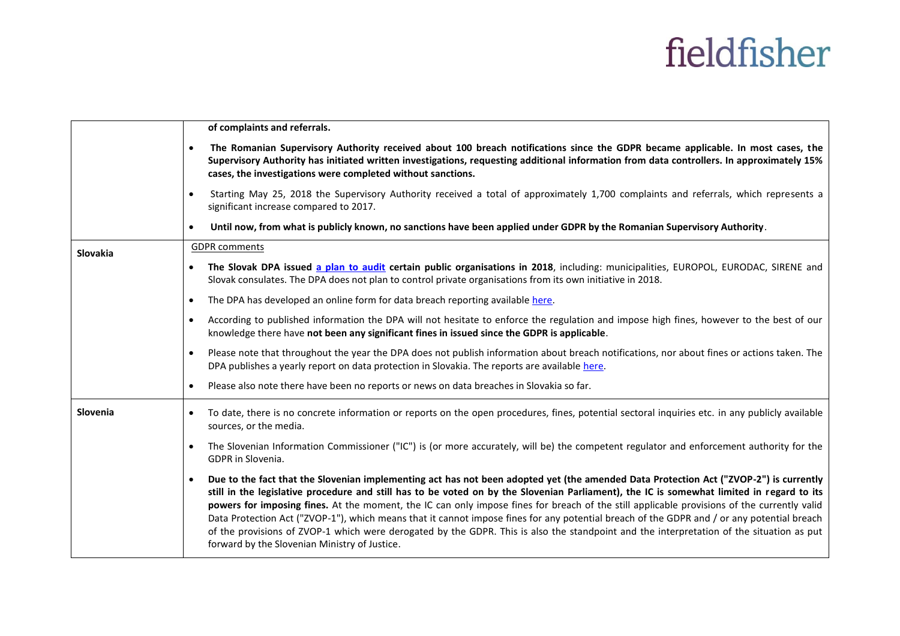| | |
|---|---|
| | **of complaints and referrals.**<br><br>• **The Romanian Supervisory Authority received about 100 breach notifications since the GDPR became applicable. In most cases, the Supervisory Authority has initiated written investigations, requesting additional information from data controllers. In approximately 15% cases, the investigations were completed without sanctions.**<br><br>• Starting May 25, 2018 the Supervisory Authority received a total of approximately 1,700 complaints and referrals, which represents a significant increase compared to 2017.<br><br>• **Until now, from what is publicly known, no sanctions have been applied under GDPR by the Romanian Supervisory Authority**. |
| **Slovakia** | GDPR comments<br><br>• **The Slovak DPA issued a plan to audit certain public organisations in 2018**, including: municipalities, EUROPOL, EURODAC, SIRENE and Slovak consulates. The DPA does not plan to control private organisations from its own initiative in 2018.<br><br>• The DPA has developed an online form for data breach reporting available here.<br><br>• According to published information the DPA will not hesitate to enforce the regulation and impose high fines, however to the best of our knowledge there have **not been any significant fines in issued since the GDPR is applicable**.<br><br>• Please note that throughout the year the DPA does not publish information about breach notifications, nor about fines or actions taken. The DPA publishes a yearly report on data protection in Slovakia. The reports are available here.<br><br>• Please also note there have been no reports or news on data breaches in Slovakia so far. |
| **Slovenia** | • To date, there is no concrete information or reports on the open procedures, fines, potential sectoral inquiries etc. in any publicly available sources, or the media.<br><br>• The Slovenian Information Commissioner ("IC") is (or more accurately, will be) the competent regulator and enforcement authority for the GDPR in Slovenia.<br><br>• **Due to the fact that the Slovenian implementing act has not been adopted yet (the amended Data Protection Act ("ZVOP-2") is currently still in the legislative procedure and still has to be voted on by the Slovenian Parliament), the IC is somewhat limited in regard to its powers for imposing fines.** At the moment, the IC can only impose fines for breach of the still applicable provisions of the currently valid Data Protection Act ("ZVOP-1"), which means that it cannot impose fines for any potential breach of the GDPR and / or any potential breach of the provisions of ZVOP-1 which were derogated by the GDPR. This is also the standpoint and the interpretation of the situation as put forward by the Slovenian Ministry of Justice. |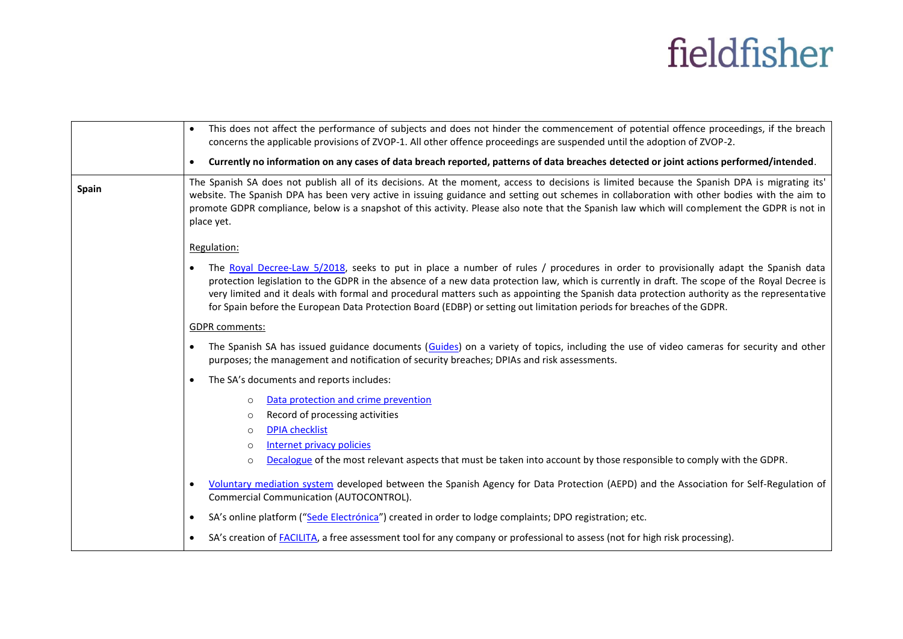| | |
|---|---|
| | • This does not affect the performance of subjects and does not hinder the commencement of potential offence proceedings, if the breach concerns the applicable provisions of ZVOP-1. All other offence proceedings are suspended until the adoption of ZVOP-2.<br><br>• **Currently no information on any cases of data breach reported, patterns of data breaches detected or joint actions performed/intended**. |
| **Spain** | The Spanish SA does not publish all of its decisions. At the moment, access to decisions is limited because the Spanish DPA is migrating its' website. The Spanish DPA has been very active in issuing guidance and setting out schemes in collaboration with other bodies with the aim to promote GDPR compliance, below is a snapshot of this activity. Please also note that the Spanish law which will complement the GDPR is not in place yet.<br><br>Regulation:<br><br>• The Royal Decree-Law 5/2018, seeks to put in place a number of rules / procedures in order to provisionally adapt the Spanish data protection legislation to the GDPR in the absence of a new data protection law, which is currently in draft. The scope of the Royal Decree is very limited and it deals with formal and procedural matters such as appointing the Spanish data protection authority as the representative for Spain before the European Data Protection Board (EDBP) or setting out limitation periods for breaches of the GDPR.<br><br>GDPR comments:<br><br>• The Spanish SA has issued guidance documents (Guides) on a variety of topics, including the use of video cameras for security and other purposes; the management and notification of security breaches; DPIAs and risk assessments.<br><br>• The SA's documents and reports includes:<br>  ○ Data protection and crime prevention<br>  ○ Record of processing activities<br>  ○ DPIA checklist<br>  ○ Internet privacy policies<br>  ○ Decalogue of the most relevant aspects that must be taken into account by those responsible to comply with the GDPR.<br><br>• Voluntary mediation system developed between the Spanish Agency for Data Protection (AEPD) and the Association for Self-Regulation of Commercial Communication (AUTOCONTROL).<br><br>• SA's online platform ("Sede Electrónica") created in order to lodge complaints; DPO registration; etc.<br><br>• SA's creation of FACILITA, a free assessment tool for any company or professional to assess (not for high risk processing). |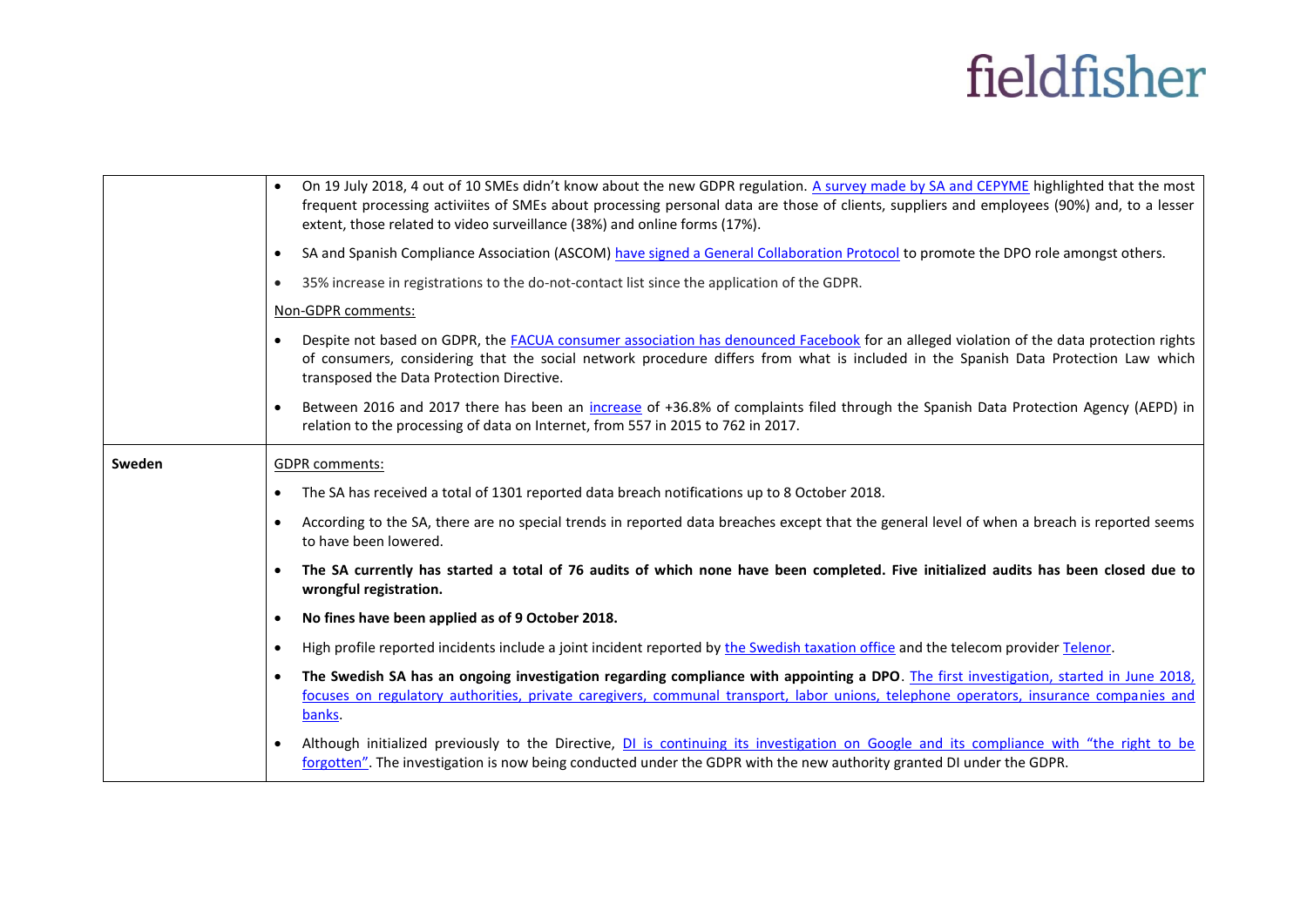| | |
|---|---|
| | • On 19 July 2018, 4 out of 10 SMEs didn't know about the new GDPR regulation. [A survey made by SA and CEPYME] highlighted that the most frequent processing activiites of SMEs about processing personal data are those of clients, suppliers and employees (90%) and, to a lesser extent, those related to video surveillance (38%) and online forms (17%).<br>• SA and Spanish Compliance Association (ASCOM) [have signed a General Collaboration Protocol] to promote the DPO role amongst others.<br>• 35% increase in registrations to the do-not-contact list since the application of the GDPR.<br>Non-GDPR comments:<br>• Despite not based on GDPR, the [FACUA consumer association has denounced Facebook] for an alleged violation of the data protection rights of consumers, considering that the social network procedure differs from what is included in the Spanish Data Protection Law which transposed the Data Protection Directive.<br>• Between 2016 and 2017 there has been an [increase] of +36.8% of complaints filed through the Spanish Data Protection Agency (AEPD) in relation to the processing of data on Internet, from 557 in 2015 to 762 in 2017. |
| **Sweden** | GDPR comments:<br>• The SA has received a total of 1301 reported data breach notifications up to 8 October 2018.<br>• According to the SA, there are no special trends in reported data breaches except that the general level of when a breach is reported seems to have been lowered.<br>• **The SA currently has started a total of 76 audits of which none have been completed. Five initialized audits has been closed due to wrongful registration.**<br>• **No fines have been applied as of 9 October 2018.**<br>• High profile reported incidents include a joint incident reported by [the Swedish taxation office] and the telecom provider [Telenor].<br>• **The Swedish SA has an ongoing investigation regarding compliance with appointing a DPO**. [The first investigation, started in June 2018, focuses on regulatory authorities, private caregivers, communal transport, labor unions, telephone operators, insurance companies and banks].<br>• Although initialized previously to the Directive, [DI is continuing its investigation on Google and its compliance with "the right to be forgotten"]. The investigation is now being conducted under the GDPR with the new authority granted DI under the GDPR. |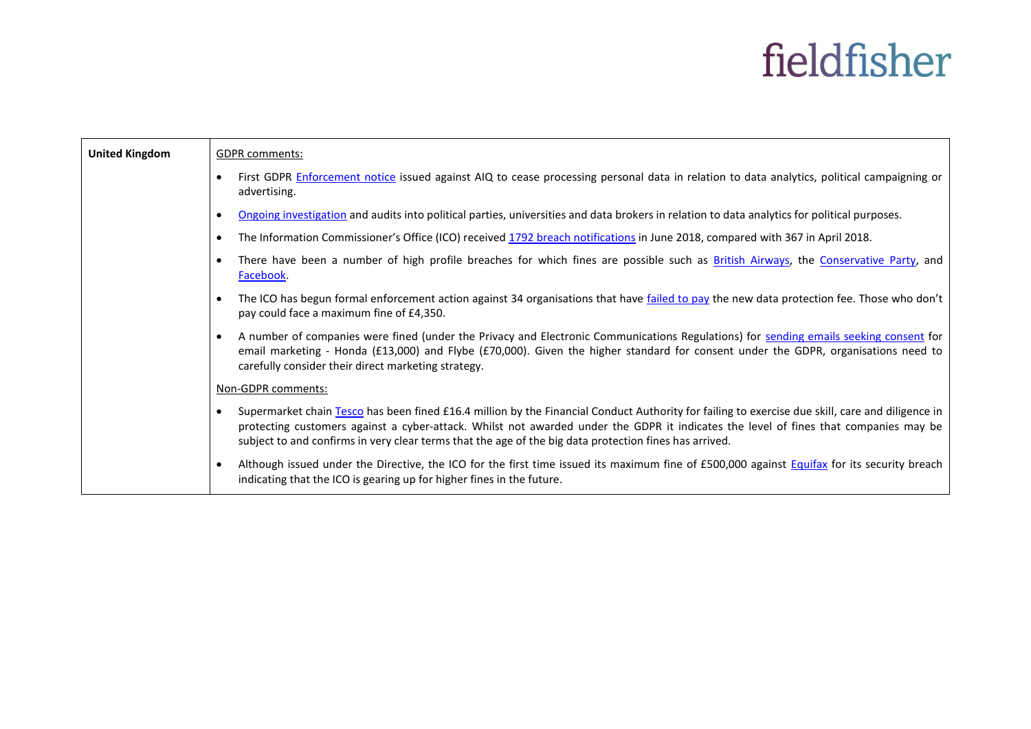| | |
|---|---|
| **United Kingdom** | GDPR comments:<br><br>• First GDPR Enforcement notice issued against AIQ to cease processing personal data in relation to data analytics, political campaigning or advertising.<br><br>• Ongoing investigation and audits into political parties, universities and data brokers in relation to data analytics for political purposes.<br><br>• The Information Commissioner's Office (ICO) received 1792 breach notifications in June 2018, compared with 367 in April 2018.<br><br>• There have been a number of high profile breaches for which fines are possible such as British Airways, the Conservative Party, and Facebook.<br><br>• The ICO has begun formal enforcement action against 34 organisations that have failed to pay the new data protection fee. Those who don't pay could face a maximum fine of £4,350.<br><br>• A number of companies were fined (under the Privacy and Electronic Communications Regulations) for sending emails seeking consent for email marketing - Honda (£13,000) and Flybe (£70,000). Given the higher standard for consent under the GDPR, organisations need to carefully consider their direct marketing strategy.<br><br>Non-GDPR comments:<br><br>• Supermarket chain Tesco has been fined £16.4 million by the Financial Conduct Authority for failing to exercise due skill, care and diligence in protecting customers against a cyber-attack. Whilst not awarded under the GDPR it indicates the level of fines that companies may be subject to and confirms in very clear terms that the age of the big data protection fines has arrived.<br><br>• Although issued under the Directive, the ICO for the first time issued its maximum fine of £500,000 against Equifax for its security breach indicating that the ICO is gearing up for higher fines in the future. |